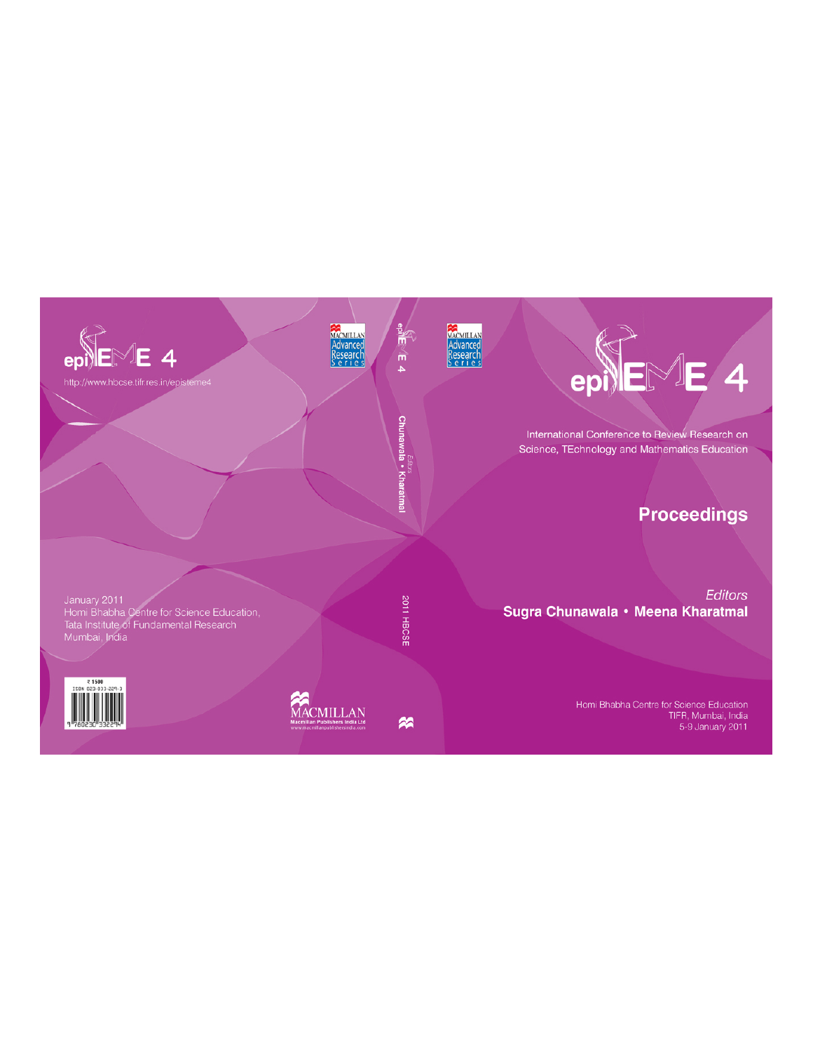# epiSTEME 4

International Conference to Review Research on Science, TEchnology and Mathematics Education

## Proceedings

*Editors*

**Sugra Chunawala • Meena Kharatmal**

Homi Bhabha Centre for Science Education
TIFR, Mumbai, India
5-9 January 2011

---

epiSTEME 4 — *Editors* Chunawala • Kharatmal — 2011 HBCSE

---

epiSTEME 4

http://www.hbcse.tifr.res.in/episteme4

January 2011
Homi Bhabha Centre for Science Education,
Tata Institute of Fundamental Research
Mumbai, India

₹ 1500
ISBN 023-033-229-3

MACMILLAN Advanced Research Series

MACMILLAN
Macmillan Publishers India Ltd
www.macmillanpublishersindia.com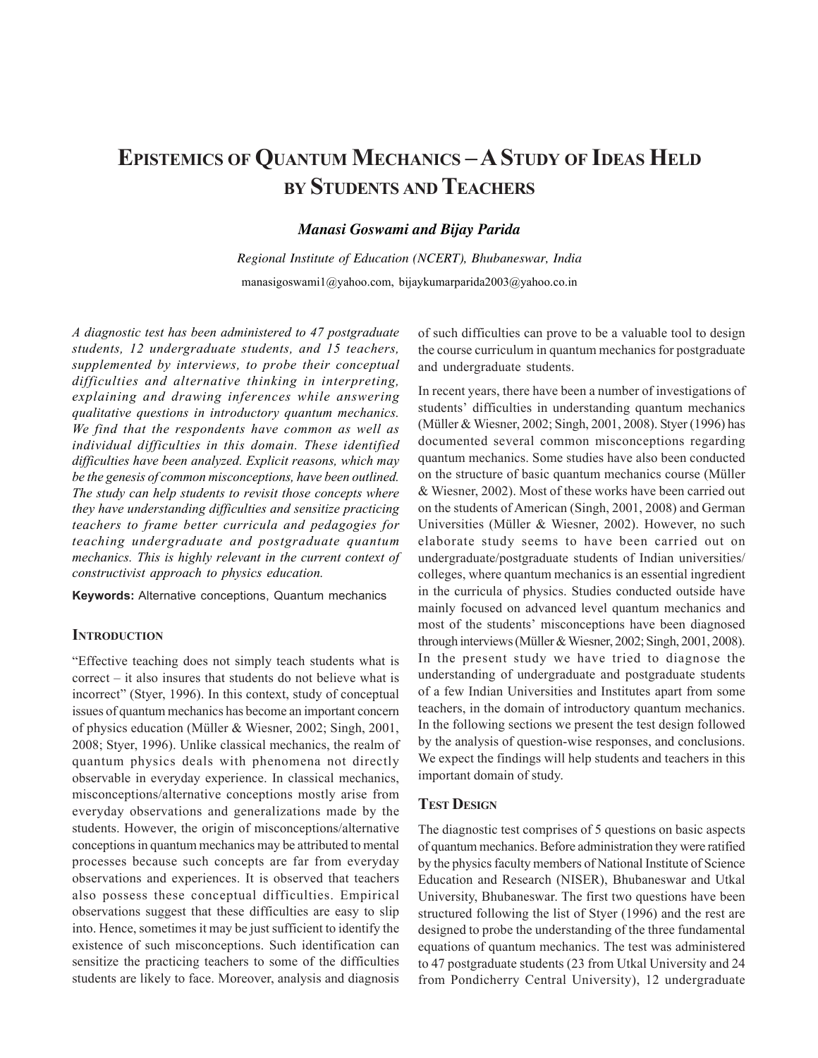# Epistemics of Quantum Mechanics – A Study of Ideas Held by Students and Teachers

***Manasi Goswami and Bijay Parida***

*Regional Institute of Education (NCERT), Bhubaneswar, India*

manasigoswami1@yahoo.com, bijaykumarparida2003@yahoo.co.in

*A diagnostic test has been administered to 47 postgraduate students, 12 undergraduate students, and 15 teachers, supplemented by interviews, to probe their conceptual difficulties and alternative thinking in interpreting, explaining and drawing inferences while answering qualitative questions in introductory quantum mechanics. We find that the respondents have common as well as individual difficulties in this domain. These identified difficulties have been analyzed. Explicit reasons, which may be the genesis of common misconceptions, have been outlined. The study can help students to revisit those concepts where they have understanding difficulties and sensitize practicing teachers to frame better curricula and pedagogies for teaching undergraduate and postgraduate quantum mechanics. This is highly relevant in the current context of constructivist approach to physics education.*

**Keywords:** Alternative conceptions, Quantum mechanics

## Introduction

"Effective teaching does not simply teach students what is correct – it also insures that students do not believe what is incorrect" (Styer, 1996). In this context, study of conceptual issues of quantum mechanics has become an important concern of physics education (Müller & Wiesner, 2002; Singh, 2001, 2008; Styer, 1996). Unlike classical mechanics, the realm of quantum physics deals with phenomena not directly observable in everyday experience. In classical mechanics, misconceptions/alternative conceptions mostly arise from everyday observations and generalizations made by the students. However, the origin of misconceptions/alternative conceptions in quantum mechanics may be attributed to mental processes because such concepts are far from everyday observations and experiences. It is observed that teachers also possess these conceptual difficulties. Empirical observations suggest that these difficulties are easy to slip into. Hence, sometimes it may be just sufficient to identify the existence of such misconceptions. Such identification can sensitize the practicing teachers to some of the difficulties students are likely to face. Moreover, analysis and diagnosis of such difficulties can prove to be a valuable tool to design the course curriculum in quantum mechanics for postgraduate and undergraduate students.

In recent years, there have been a number of investigations of students' difficulties in understanding quantum mechanics (Müller & Wiesner, 2002; Singh, 2001, 2008). Styer (1996) has documented several common misconceptions regarding quantum mechanics. Some studies have also been conducted on the structure of basic quantum mechanics course (Müller & Wiesner, 2002). Most of these works have been carried out on the students of American (Singh, 2001, 2008) and German Universities (Müller & Wiesner, 2002). However, no such elaborate study seems to have been carried out on undergraduate/postgraduate students of Indian universities/ colleges, where quantum mechanics is an essential ingredient in the curricula of physics. Studies conducted outside have mainly focused on advanced level quantum mechanics and most of the students' misconceptions have been diagnosed through interviews (Müller & Wiesner, 2002; Singh, 2001, 2008). In the present study we have tried to diagnose the understanding of undergraduate and postgraduate students of a few Indian Universities and Institutes apart from some teachers, in the domain of introductory quantum mechanics. In the following sections we present the test design followed by the analysis of question-wise responses, and conclusions. We expect the findings will help students and teachers in this important domain of study.

## Test Design

The diagnostic test comprises of 5 questions on basic aspects of quantum mechanics. Before administration they were ratified by the physics faculty members of National Institute of Science Education and Research (NISER), Bhubaneswar and Utkal University, Bhubaneswar. The first two questions have been structured following the list of Styer (1996) and the rest are designed to probe the understanding of the three fundamental equations of quantum mechanics. The test was administered to 47 postgraduate students (23 from Utkal University and 24 from Pondicherry Central University), 12 undergraduate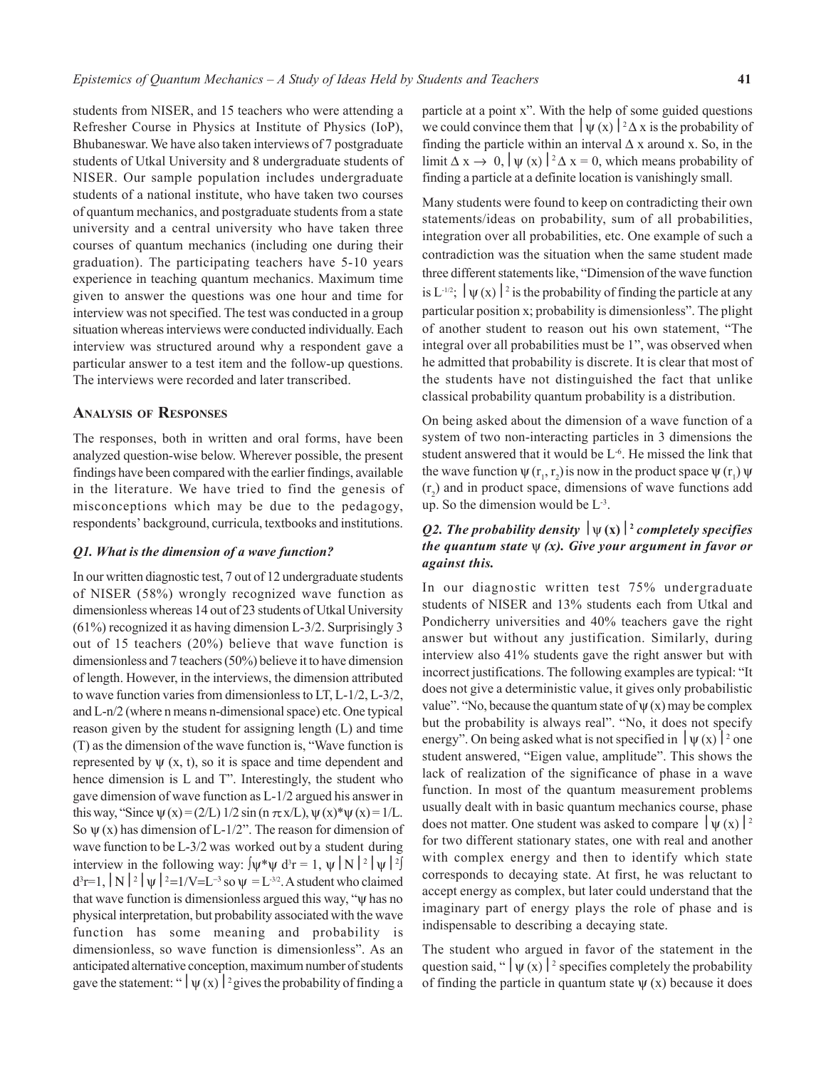students from NISER, and 15 teachers who were attending a Refresher Course in Physics at Institute of Physics (IoP), Bhubaneswar. We have also taken interviews of 7 postgraduate students of Utkal University and 8 undergraduate students of NISER. Our sample population includes undergraduate students of a national institute, who have taken two courses of quantum mechanics, and postgraduate students from a state university and a central university who have taken three courses of quantum mechanics (including one during their graduation). The participating teachers have 5-10 years experience in teaching quantum mechanics. Maximum time given to answer the questions was one hour and time for interview was not specified. The test was conducted in a group situation whereas interviews were conducted individually. Each interview was structured around why a respondent gave a particular answer to a test item and the follow-up questions. The interviews were recorded and later transcribed.

## Analysis of Responses

The responses, both in written and oral forms, have been analyzed question-wise below. Wherever possible, the present findings have been compared with the earlier findings, available in the literature. We have tried to find the genesis of misconceptions which may be due to the pedagogy, respondents' background, curricula, textbooks and institutions.

### *Q1. What is the dimension of a wave function?*

In our written diagnostic test, 7 out of 12 undergraduate students of NISER (58%) wrongly recognized wave function as dimensionless whereas 14 out of 23 students of Utkal University (61%) recognized it as having dimension L-3/2. Surprisingly 3 out of 15 teachers (20%) believe that wave function is dimensionless and 7 teachers (50%) believe it to have dimension of length. However, in the interviews, the dimension attributed to wave function varies from dimensionless to LT, L-1/2, L-3/2, and L-n/2 (where n means n-dimensional space) etc. One typical reason given by the student for assigning length (L) and time (T) as the dimension of the wave function is, "Wave function is represented by $\psi$ (x, t), so it is space and time dependent and hence dimension is L and T". Interestingly, the student who gave dimension of wave function as L-1/2 argued his answer in this way, "Since $\psi(x) = (2/L)\ 1/2 \sin(n\ \pi x/L)$, $\psi(x)^*\psi(x) = 1/L$. So $\psi$ (x) has dimension of L-1/2". The reason for dimension of wave function to be L-3/2 was worked out by a student during interview in the following way: $\int\psi^*\psi\ d^3r = 1$, $\psi\ |N|^2\ |\psi|^2\int d^3r=1$, $|N|^2\ |\psi|^2=1/V=L^{-3}$ so $\psi = L^{-3/2}$. A student who claimed that wave function is dimensionless argued this way, "$\psi$ has no physical interpretation, but probability associated with the wave function has some meaning and probability is dimensionless, so wave function is dimensionless". As an anticipated alternative conception, maximum number of students gave the statement: "$|\psi(x)|^2$ gives the probability of finding a particle at a point x". With the help of some guided questions we could convince them that $|\psi(x)|^2\Delta x$ is the probability of finding the particle within an interval $\Delta$ x around x. So, in the limit $\Delta x \to 0$, $|\psi(x)|^2\Delta x = 0$, which means probability of finding a particle at a definite location is vanishingly small.

Many students were found to keep on contradicting their own statements/ideas on probability, sum of all probabilities, integration over all probabilities, etc. One example of such a contradiction was the situation when the same student made three different statements like, "Dimension of the wave function is $L^{-1/2}$; $|\psi(x)|^2$ is the probability of finding the particle at any particular position x; probability is dimensionless". The plight of another student to reason out his own statement, "The integral over all probabilities must be 1", was observed when he admitted that probability is discrete. It is clear that most of the students have not distinguished the fact that unlike classical probability quantum probability is a distribution.

On being asked about the dimension of a wave function of a system of two non-interacting particles in 3 dimensions the student answered that it would be $L^{-6}$. He missed the link that the wave function $\psi(r_1, r_2)$ is now in the product space $\psi(r_1)\ \psi(r_2)$ and in product space, dimensions of wave functions add up. So the dimension would be $L^{-3}$.

### *Q2. The probability density $|\psi(x)|^2$ completely specifies the quantum state $\psi$ (x). Give your argument in favor or against this.*

In our diagnostic written test 75% undergraduate students of NISER and 13% students each from Utkal and Pondicherry universities and 40% teachers gave the right answer but without any justification. Similarly, during interview also 41% students gave the right answer but with incorrect justifications. The following examples are typical: "It does not give a deterministic value, it gives only probabilistic value". "No, because the quantum state of $\psi$ (x) may be complex but the probability is always real". "No, it does not specify energy". On being asked what is not specified in $|\psi(x)|^2$ one student answered, "Eigen value, amplitude". This shows the lack of realization of the significance of phase in a wave function. In most of the quantum measurement problems usually dealt with in basic quantum mechanics course, phase does not matter. One student was asked to compare $|\psi(x)|^2$ for two different stationary states, one with real and another with complex energy and then to identify which state corresponds to decaying state. At first, he was reluctant to accept energy as complex, but later could understand that the imaginary part of energy plays the role of phase and is indispensable to describing a decaying state.

The student who argued in favor of the statement in the question said, "$|\psi(x)|^2$ specifies completely the probability of finding the particle in quantum state $\psi$ (x) because it does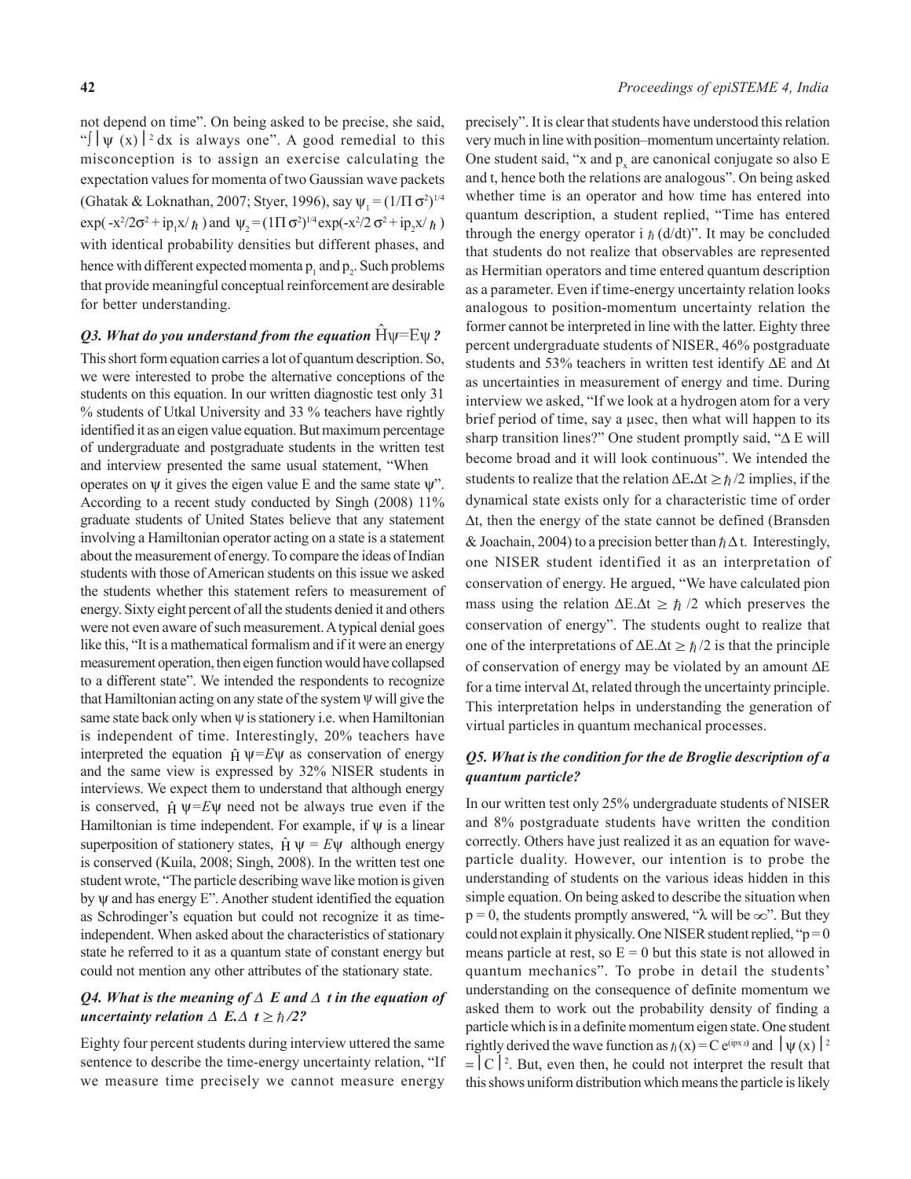not depend on time". On being asked to be precise, she said, "$\int |\psi(x)|^2 dx$ is always one". A good remedial to this misconception is to assign an exercise calculating the expectation values for momenta of two Gaussian wave packets (Ghatak & Loknathan, 2007; Styer, 1996), say $\psi_1 = (1/\Pi\sigma^2)^{1/4} \exp(-x^2/2\sigma^2 + ip_1x/\hbar)$ and $\psi_2 = (1\Pi\sigma^2)^{1/4} \exp(-x^2/2\sigma^2 + ip_2x/\hbar)$ with identical probability densities but different phases, and hence with different expected momenta $p_1$ and $p_2$. Such problems that provide meaningful conceptual reinforcement are desirable for better understanding.

### *Q3. What do you understand from the equation $\hat{H}\psi = E\psi$?*

This short form equation carries a lot of quantum description. So, we were interested to probe the alternative conceptions of the students on this equation. In our written diagnostic test only 31 % students of Utkal University and 33 % teachers have rightly identified it as an eigen value equation. But maximum percentage of undergraduate and postgraduate students in the written test and interview presented the same usual statement, "When operates on $\psi$ it gives the eigen value E and the same state $\psi$". According to a recent study conducted by Singh (2008) 11% graduate students of United States believe that any statement involving a Hamiltonian operator acting on a state is a statement about the measurement of energy. To compare the ideas of Indian students with those of American students on this issue we asked the students whether this statement refers to measurement of energy. Sixty eight percent of all the students denied it and others were not even aware of such measurement. A typical denial goes like this, "It is a mathematical formalism and if it were an energy measurement operation, then eigen function would have collapsed to a different state". We intended the respondents to recognize that Hamiltonian acting on any state of the system $\psi$ will give the same state back only when $\psi$ is stationery i.e. when Hamiltonian is independent of time. Interestingly, 20% teachers have interpreted the equation $\hat{H}\psi = E\psi$ as conservation of energy and the same view is expressed by 32% NISER students in interviews. We expect them to understand that although energy is conserved, $\hat{H}\psi = E\psi$ need not be always true even if the Hamiltonian is time independent. For example, if $\psi$ is a linear superposition of stationary states, $\hat{H}\psi = E\psi$ although energy is conserved (Kuila, 2008; Singh, 2008). In the written test one student wrote, "The particle describing wave like motion is given by $\psi$ and has energy E". Another student identified the equation as Schrodinger's equation but could not recognize it as time-independent. When asked about the characteristics of stationary state he referred to it as a quantum state of constant energy but could not mention any other attributes of the stationary state.

### *Q4. What is the meaning of $\Delta E$ and $\Delta t$ in the equation of uncertainty relation $\Delta E.\Delta t \geq \hbar/2$?*

Eighty four percent students during interview uttered the same sentence to describe the time-energy uncertainty relation, "If we measure time precisely we cannot measure energy precisely". It is clear that students have understood this relation very much in line with position–momentum uncertainty relation. One student said, "x and $p_x$ are canonical conjugate so also E and t, hence both the relations are analogous". On being asked whether time is an operator and how time has entered into quantum description, a student replied, "Time has entered through the energy operator $i\hbar(d/dt)$". It may be concluded that students do not realize that observables are represented as Hermitian operators and time entered quantum description as a parameter. Even if time-energy uncertainty relation looks analogous to position-momentum uncertainty relation the former cannot be interpreted in line with the latter. Eighty three percent undergraduate students of NISER, 46% postgraduate students and 53% teachers in written test identify $\Delta E$ and $\Delta t$ as uncertainties in measurement of energy and time. During interview we asked, "If we look at a hydrogen atom for a very brief period of time, say a µsec, then what will happen to its sharp transition lines?" One student promptly said, "$\Delta E$ will become broad and it will look continuous". We intended the students to realize that the relation $\Delta E.\Delta t \geq \hbar/2$ implies, if the dynamical state exists only for a characteristic time of order $\Delta t$, then the energy of the state cannot be defined (Bransden & Joachain, 2004) to a precision better than $\hbar\Delta t$. Interestingly, one NISER student identified it as an interpretation of conservation of energy. He argued, "We have calculated pion mass using the relation $\Delta E.\Delta t \geq \hbar/2$ which preserves the conservation of energy". The students ought to realize that one of the interpretations of $\Delta E.\Delta t \geq \hbar/2$ is that the principle of conservation of energy may be violated by an amount $\Delta E$ for a time interval $\Delta t$, related through the uncertainty principle. This interpretation helps in understanding the generation of virtual particles in quantum mechanical processes.

### *Q5. What is the condition for the de Broglie description of a quantum particle?*

In our written test only 25% undergraduate students of NISER and 8% postgraduate students have written the condition correctly. Others have just realized it as an equation for wave-particle duality. However, our intention is to probe the understanding of students on the various ideas hidden in this simple equation. On being asked to describe the situation when $p = 0$, the students promptly answered, "$\lambda$ will be $\infty$". But they could not explain it physically. One NISER student replied, "$p = 0$ means particle at rest, so $E = 0$ but this state is not allowed in quantum mechanics". To probe in detail the students' understanding on the consequence of definite momentum we asked them to work out the probability density of finding a particle which is in a definite momentum eigen state. One student rightly derived the wave function as $\hbar(x) = C e^{(ipx\hbar)}$ and $|\psi(x)|^2 = |C|^2$. But, even then, he could not interpret the result that this shows uniform distribution which means the particle is likely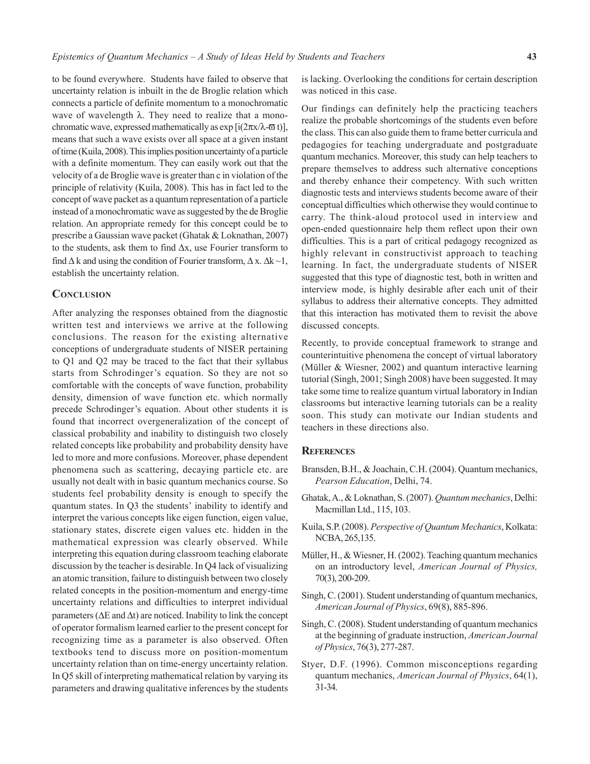to be found everywhere. Students have failed to observe that uncertainty relation is inbuilt in the de Broglie relation which connects a particle of definite momentum to a monochromatic wave of wavelength $\lambda$. They need to realize that a monochromatic wave, expressed mathematically as $\exp[i(2\pi x/\lambda - \varpi t)]$, means that such a wave exists over all space at a given instant of time (Kuila, 2008). This implies position uncertainty of a particle with a definite momentum. They can easily work out that the velocity of a de Broglie wave is greater than c in violation of the principle of relativity (Kuila, 2008). This has in fact led to the concept of wave packet as a quantum representation of a particle instead of a monochromatic wave as suggested by the de Broglie relation. An appropriate remedy for this concept could be to prescribe a Gaussian wave packet (Ghatak & Loknathan, 2007) to the students, ask them to find $\Delta x$, use Fourier transform to find $\Delta k$ and using the condition of Fourier transform, $\Delta x.\ \Delta k \sim 1$, establish the uncertainty relation.

## Conclusion

After analyzing the responses obtained from the diagnostic written test and interviews we arrive at the following conclusions. The reason for the existing alternative conceptions of undergraduate students of NISER pertaining to Q1 and Q2 may be traced to the fact that their syllabus starts from Schrodinger's equation. So they are not so comfortable with the concepts of wave function, probability density, dimension of wave function etc. which normally precede Schrodinger's equation. About other students it is found that incorrect overgeneralization of the concept of classical probability and inability to distinguish two closely related concepts like probability and probability density have led to more and more confusions. Moreover, phase dependent phenomena such as scattering, decaying particle etc. are usually not dealt with in basic quantum mechanics course. So students feel probability density is enough to specify the quantum states. In Q3 the students' inability to identify and interpret the various concepts like eigen function, eigen value, stationary states, discrete eigen values etc. hidden in the mathematical expression was clearly observed. While interpreting this equation during classroom teaching elaborate discussion by the teacher is desirable. In Q4 lack of visualizing an atomic transition, failure to distinguish between two closely related concepts in the position-momentum and energy-time uncertainty relations and difficulties to interpret individual parameters ($\Delta E$ and $\Delta t$) are noticed. Inability to link the concept of operator formalism learned earlier to the present concept for recognizing time as a parameter is also observed. Often textbooks tend to discuss more on position-momentum uncertainty relation than on time-energy uncertainty relation. In Q5 skill of interpreting mathematical relation by varying its parameters and drawing qualitative inferences by the students is lacking. Overlooking the conditions for certain description was noticed in this case.

Our findings can definitely help the practicing teachers realize the probable shortcomings of the students even before the class. This can also guide them to frame better curricula and pedagogies for teaching undergraduate and postgraduate quantum mechanics. Moreover, this study can help teachers to prepare themselves to address such alternative conceptions and thereby enhance their competency. With such written diagnostic tests and interviews students become aware of their conceptual difficulties which otherwise they would continue to carry. The think-aloud protocol used in interview and open-ended questionnaire help them reflect upon their own difficulties. This is a part of critical pedagogy recognized as highly relevant in constructivist approach to teaching learning. In fact, the undergraduate students of NISER suggested that this type of diagnostic test, both in written and interview mode, is highly desirable after each unit of their syllabus to address their alternative concepts. They admitted that this interaction has motivated them to revisit the above discussed concepts.

Recently, to provide conceptual framework to strange and counterintuitive phenomena the concept of virtual laboratory (Müller & Wiesner, 2002) and quantum interactive learning tutorial (Singh, 2001; Singh 2008) have been suggested. It may take some time to realize quantum virtual laboratory in Indian classrooms but interactive learning tutorials can be a reality soon. This study can motivate our Indian students and teachers in these directions also.

## References

Bransden, B.H., & Joachain, C.H. (2004). Quantum mechanics, *Pearson Education*, Delhi, 74.

Ghatak, A., & Loknathan, S. (2007). *Quantum mechanics*, Delhi: Macmillan Ltd., 115, 103.

Kuila, S.P. (2008). *Perspective of Quantum Mechanics*, Kolkata: NCBA, 265,135.

Müller, H., & Wiesner, H. (2002). Teaching quantum mechanics on an introductory level, *American Journal of Physics,* 70(3), 200-209.

Singh, C. (2001). Student understanding of quantum mechanics, *American Journal of Physics*, 69(8), 885-896.

Singh, C. (2008). Student understanding of quantum mechanics at the beginning of graduate instruction, *American Journal of Physics*, 76(3), 277-287.

Styer, D.F. (1996). Common misconceptions regarding quantum mechanics, *American Journal of Physics*, 64(1), 31-34.